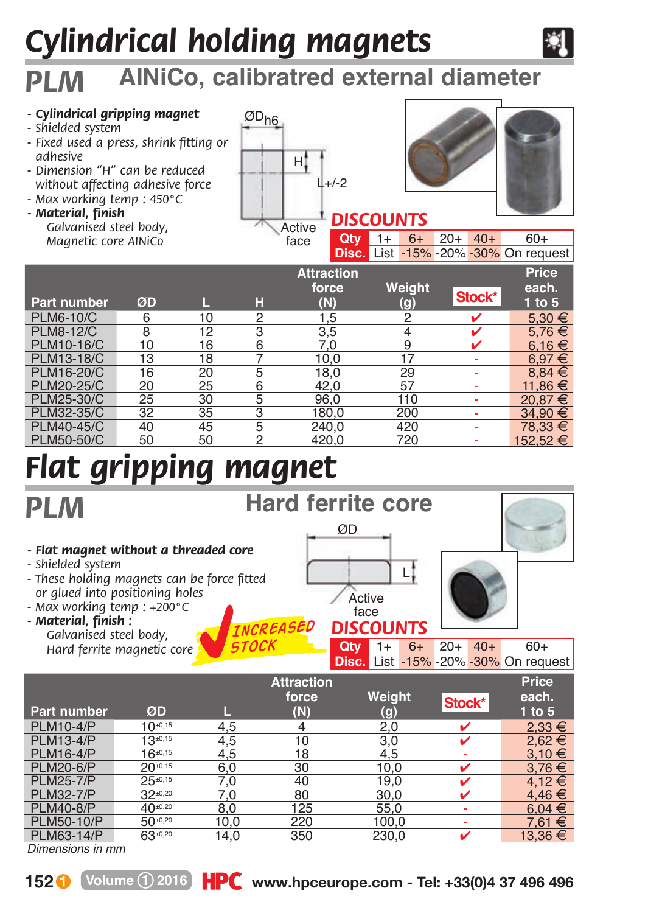# Cylindrical holding magnets

## PLM AlNiCo, calibratred external diameter

- **Cylindrical gripping magnet**
- Shielded system
- Fixed used a press, shrink fitting or adhesive
- Dimension "H" can be reduced without affecting adhesive force
- Max working temp : 450°C
- **Material, finish**
  Galvanised steel body,
  Magnetic core AlNiCo

$ØD_{h6}$

H

L+/-2

Active face

**DISCOUNTS**

| Qty | 1+ | 6+ | 20+ | 40+ | 60+ |
|---|---|---|---|---|---|
| Disc. | List | -15% | -20% | -30% | On request |

| Part number | ØD | L | H | Attraction force (N) | Weight (g) | Stock* | Price each. 1 to 5 |
|---|---|---|---|---|---|---|---|
| PLM6-10/C | 6 | 10 | 2 | 1,5 | 2 | ✔ | 5,30 € |
| PLM8-12/C | 8 | 12 | 3 | 3,5 | 4 | ✔ | 5,76 € |
| PLM10-16/C | 10 | 16 | 6 | 7,0 | 9 | ✔ | 6,16 € |
| PLM13-18/C | 13 | 18 | 7 | 10,0 | 17 | - | 6,97 € |
| PLM16-20/C | 16 | 20 | 5 | 18,0 | 29 | - | 8,84 € |
| PLM20-25/C | 20 | 25 | 6 | 42,0 | 57 | - | 11,86 € |
| PLM25-30/C | 25 | 30 | 5 | 96,0 | 110 | - | 20,87 € |
| PLM32-35/C | 32 | 35 | 3 | 180,0 | 200 | - | 34,90 € |
| PLM40-45/C | 40 | 45 | 5 | 240,0 | 420 | - | 78,33 € |
| PLM50-50/C | 50 | 50 | 2 | 420,0 | 720 | - | 152,52 € |

# Flat gripping magnet

## PLM Hard ferrite core

- **Flat magnet without a threaded core**
- Shielded system
- These holding magnets can be force fitted or glued into positioning holes
- Max working temp : +200°C
- **Material, finish :**
  Galvanised steel body,
  Hard ferrite magnetic core

INCREASED STOCK

ØD

L

Active face

**DISCOUNTS**

| Qty | 1+ | 6+ | 20+ | 40+ | 60+ |
|---|---|---|---|---|---|
| Disc. | List | -15% | -20% | -30% | On request |

| Part number | ØD | L | Attraction force (N) | Weight (g) | Stock* | Price each. 1 to 5 |
|---|---|---|---|---|---|---|
| PLM10-4/P | $10^{\pm 0,15}$ | 4,5 | 4 | 2,0 | ✔ | 2,33 € |
| PLM13-4/P | $13^{\pm 0,15}$ | 4,5 | 10 | 3,0 | ✔ | 2,62 € |
| PLM16-4/P | $16^{\pm 0,15}$ | 4,5 | 18 | 4,5 | - | 3,10 € |
| PLM20-6/P | $20^{\pm 0,15}$ | 6,0 | 30 | 10,0 | ✔ | 3,76 € |
| PLM25-7/P | $25^{\pm 0,15}$ | 7,0 | 40 | 19,0 | ✔ | 4,12 € |
| PLM32-7/P | $32^{\pm 0,20}$ | 7,0 | 80 | 30,0 | ✔ | 4,46 € |
| PLM40-8/P | $40^{\pm 0,20}$ | 8,0 | 125 | 55,0 | - | 6,04 € |
| PLM50-10/P | $50^{\pm 0,20}$ | 10,0 | 220 | 100,0 | - | 7,61 € |
| PLM63-14/P | $63^{\pm 0,20}$ | 14,0 | 350 | 230,0 | ✔ | 13,36 € |

*Dimensions in mm*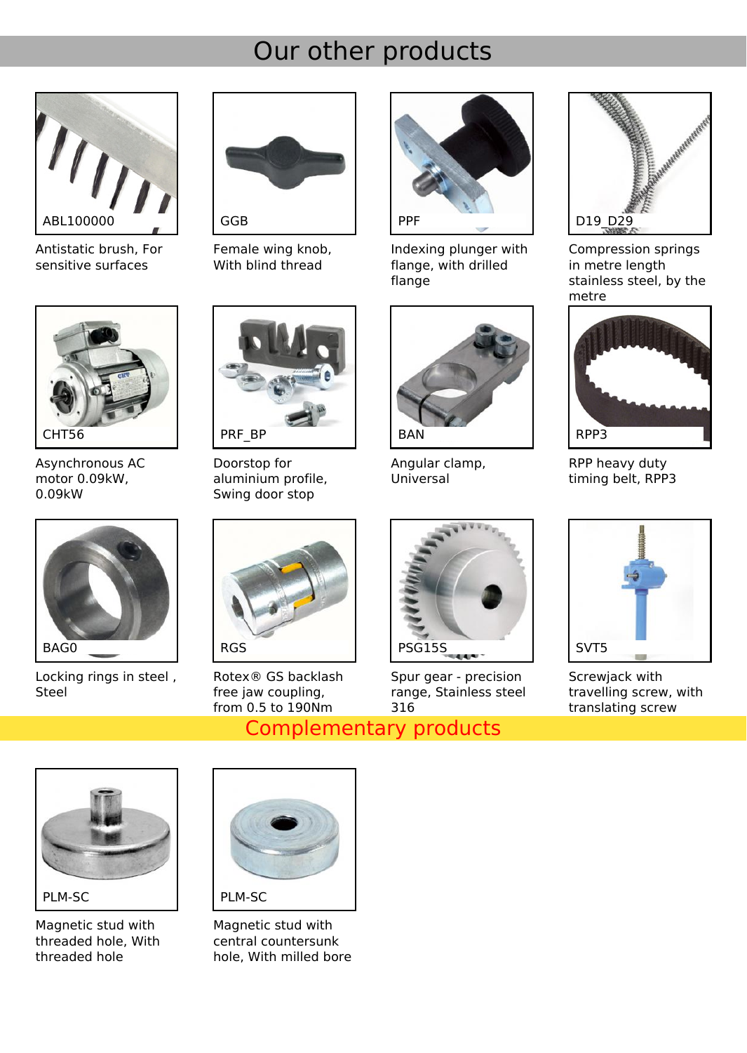# Our other products

ABL100000

Antistatic brush, For sensitive surfaces

GGB

Female wing knob, With blind thread

PPF

Indexing plunger with flange, with drilled flange

D19_D29

Compression springs in metre length stainless steel, by the metre

CHT56

Asynchronous AC motor 0.09kW, 0.09kW

PRF_BP

Doorstop for aluminium profile, Swing door stop

BAN

Angular clamp, Universal

RPP3

RPP heavy duty timing belt, RPP3

BAG0

Locking rings in steel , Steel

RGS

Rotex® GS backlash free jaw coupling, from 0.5 to 190Nm

PSG15S

Spur gear - precision range, Stainless steel 316

SVT5

Screwjack with travelling screw, with translating screw

# Complementary products

PLM-SC

Magnetic stud with threaded hole, With threaded hole

PLM-SC

Magnetic stud with central countersunk hole, With milled bore